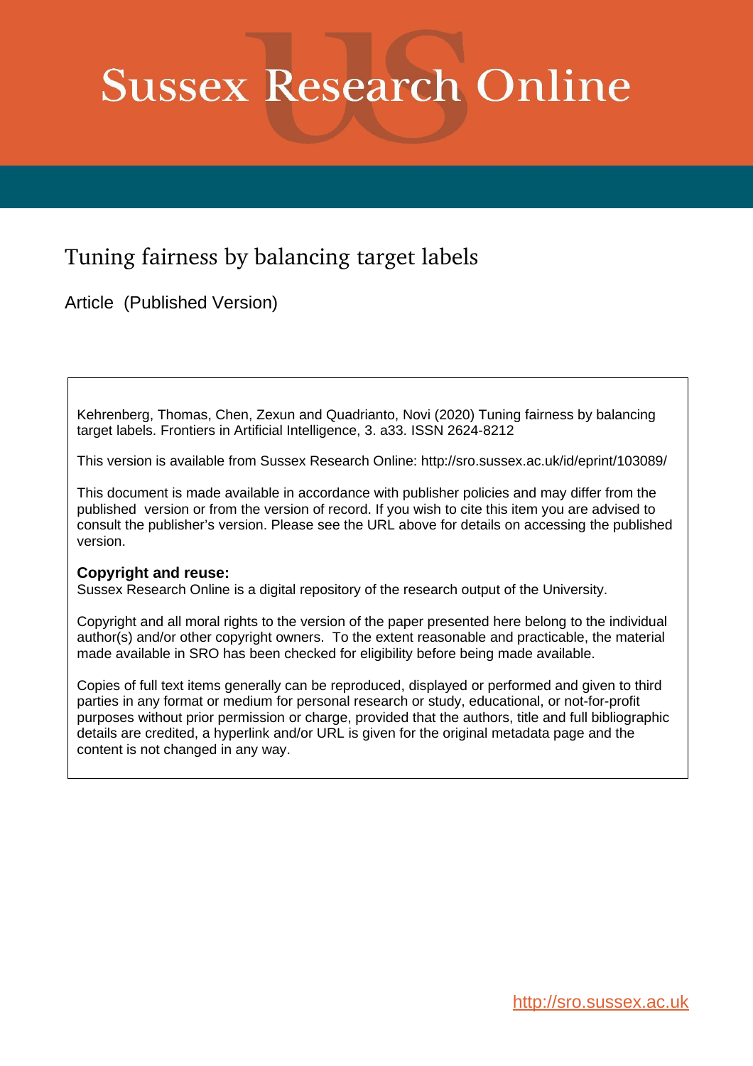# Sussex Research Online

## Tuning fairness by balancing target labels

Article (Published Version)

Kehrenberg, Thomas, Chen, Zexun and Quadrianto, Novi (2020) Tuning fairness by balancing target labels. Frontiers in Artificial Intelligence, 3. a33. ISSN 2624-8212

This version is available from Sussex Research Online: http://sro.sussex.ac.uk/id/eprint/103089/

This document is made available in accordance with publisher policies and may differ from the published version or from the version of record. If you wish to cite this item you are advised to consult the publisher's version. Please see the URL above for details on accessing the published version.

**Copyright and reuse:**
Sussex Research Online is a digital repository of the research output of the University.

Copyright and all moral rights to the version of the paper presented here belong to the individual author(s) and/or other copyright owners. To the extent reasonable and practicable, the material made available in SRO has been checked for eligibility before being made available.

Copies of full text items generally can be reproduced, displayed or performed and given to third parties in any format or medium for personal research or study, educational, or not-for-profit purposes without prior permission or charge, provided that the authors, title and full bibliographic details are credited, a hyperlink and/or URL is given for the original metadata page and the content is not changed in any way.

http://sro.sussex.ac.uk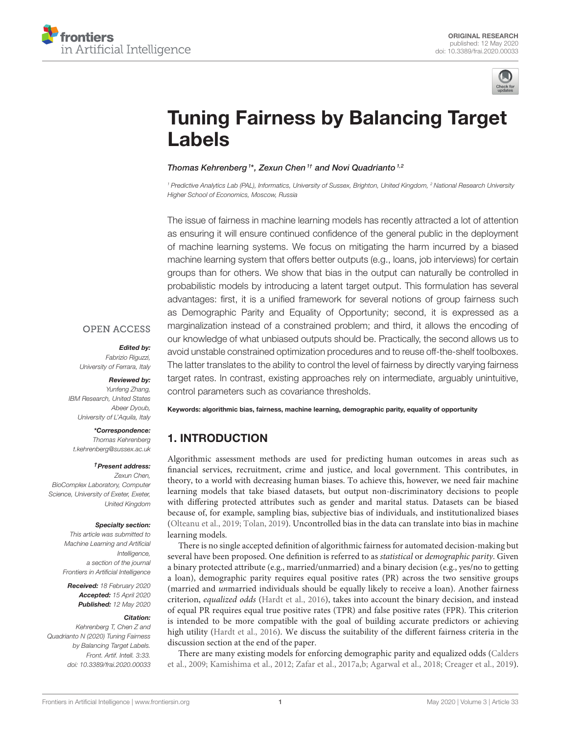# Tuning Fairness by Balancing Target Labels

*Thomas Kehrenberg*[1]*, *Zexun Chen*[1†] and *Novi Quadrianto*[1,2]

[1] Predictive Analytics Lab (PAL), Informatics, University of Sussex, Brighton, United Kingdom, [2] National Research University Higher School of Economics, Moscow, Russia

The issue of fairness in machine learning models has recently attracted a lot of attention as ensuring it will ensure continued confidence of the general public in the deployment of machine learning systems. We focus on mitigating the harm incurred by a biased machine learning system that offers better outputs (e.g., loans, job interviews) for certain groups than for others. We show that bias in the output can naturally be controlled in probabilistic models by introducing a latent target output. This formulation has several advantages: first, it is a unified framework for several notions of group fairness such as Demographic Parity and Equality of Opportunity; second, it is expressed as a marginalization instead of a constrained problem; and third, it allows the encoding of our knowledge of what unbiased outputs should be. Practically, the second allows us to avoid unstable constrained optimization procedures and to reuse off-the-shelf toolboxes. The latter translates to the ability to control the level of fairness by directly varying fairness target rates. In contrast, existing approaches rely on intermediate, arguably unintuitive, control parameters such as covariance thresholds.

**Keywords: algorithmic bias, fairness, machine learning, demographic parity, equality of opportunity**

OPEN ACCESS

***Edited by:***
*Fabrizio Riguzzi, University of Ferrara, Italy*

***Reviewed by:***
*Yunfeng Zhang, IBM Research, United States*
*Abeer Dyoub, University of L'Aquila, Italy*

***\*Correspondence:***
*Thomas Kehrenberg*
*t.kehrenberg@sussex.ac.uk*

***†Present address:***
*Zexun Chen, BioComplex Laboratory, Computer Science, University of Exeter, Exeter, United Kingdom*

***Specialty section:***
*This article was submitted to Machine Learning and Artificial Intelligence, a section of the journal Frontiers in Artificial Intelligence*

***Received:*** *18 February 2020*
***Accepted:*** *15 April 2020*
***Published:*** *12 May 2020*

***Citation:***
*Kehrenberg T, Chen Z and Quadrianto N (2020) Tuning Fairness by Balancing Target Labels. Front. Artif. Intell. 3:33. doi: 10.3389/frai.2020.00033*

## 1. INTRODUCTION

Algorithmic assessment methods are used for predicting human outcomes in areas such as financial services, recruitment, crime and justice, and local government. This contributes, in theory, to a world with decreasing human biases. To achieve this, however, we need fair machine learning models that take biased datasets, but output non-discriminatory decisions to people with differing protected attributes such as gender and marital status. Datasets can be biased because of, for example, sampling bias, subjective bias of individuals, and institutionalized biases (Olteanu et al., 2019; Tolan, 2019). Uncontrolled bias in the data can translate into bias in machine learning models.

There is no single accepted definition of algorithmic fairness for automated decision-making but several have been proposed. One definition is referred to as *statistical* or *demographic parity*. Given a binary protected attribute (e.g., married/unmarried) and a binary decision (e.g., yes/no to getting a loan), demographic parity requires equal positive rates (PR) across the two sensitive groups (married and *un*married individuals should be equally likely to receive a loan). Another fairness criterion, *equalized odds* (Hardt et al., 2016), takes into account the binary decision, and instead of equal PR requires equal true positive rates (TPR) and false positive rates (FPR). This criterion is intended to be more compatible with the goal of building accurate predictors or achieving high utility (Hardt et al., 2016). We discuss the suitability of the different fairness criteria in the discussion section at the end of the paper.

There are many existing models for enforcing demographic parity and equalized odds (Calders et al., 2009; Kamishima et al., 2012; Zafar et al., 2017a,b; Agarwal et al., 2018; Creager et al., 2019).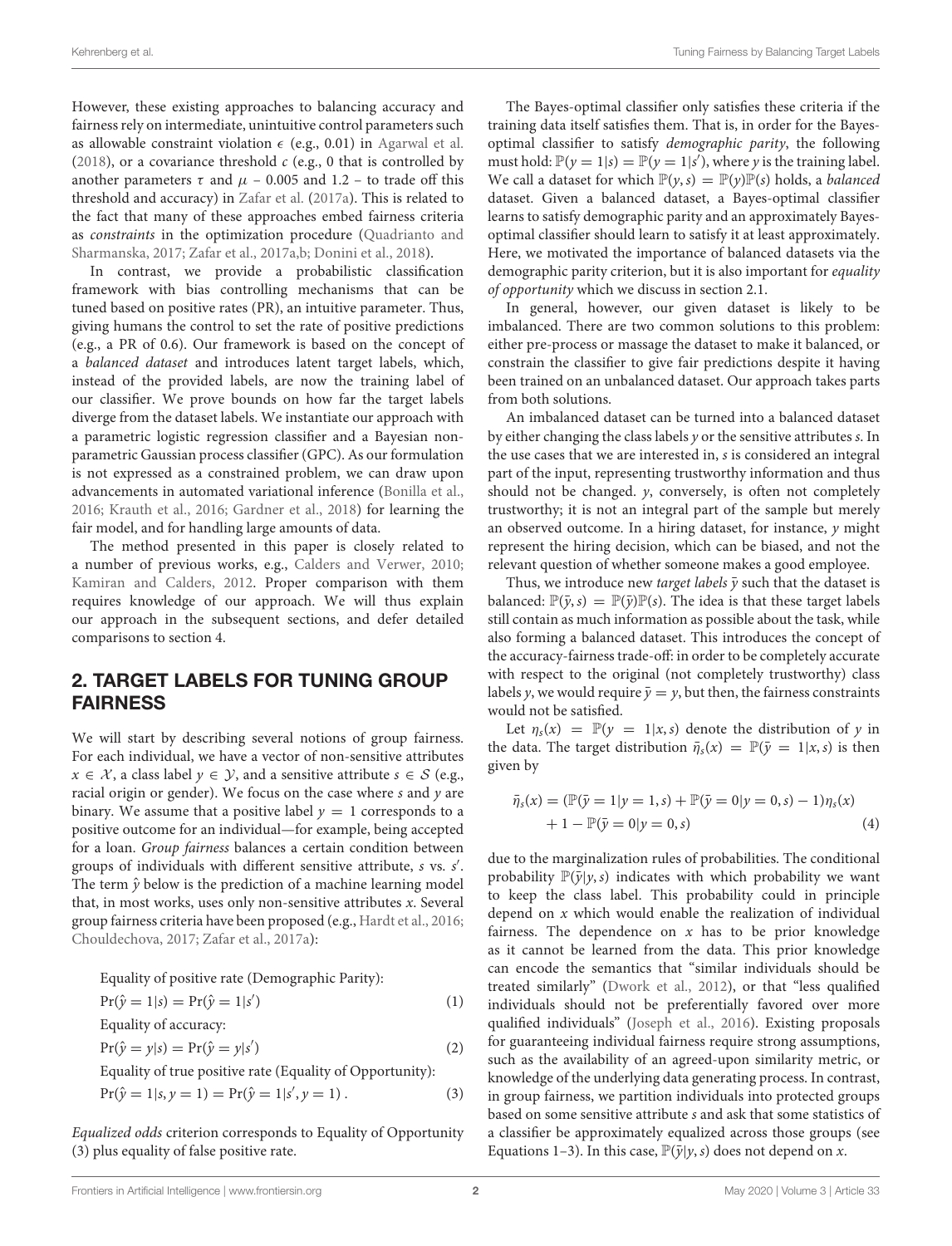However, these existing approaches to balancing accuracy and fairness rely on intermediate, unintuitive control parameters such as allowable constraint violation $\epsilon$ (e.g., 0.01) in Agarwal et al. (2018), or a covariance threshold $c$ (e.g., 0 that is controlled by another parameters $\tau$ and $\mu$ – 0.005 and 1.2 – to trade off this threshold and accuracy) in Zafar et al. (2017a). This is related to the fact that many of these approaches embed fairness criteria as *constraints* in the optimization procedure (Quadrianto and Sharmanska, 2017; Zafar et al., 2017a,b; Donini et al., 2018).

In contrast, we provide a probabilistic classification framework with bias controlling mechanisms that can be tuned based on positive rates (PR), an intuitive parameter. Thus, giving humans the control to set the rate of positive predictions (e.g., a PR of 0.6). Our framework is based on the concept of a *balanced dataset* and introduces latent target labels, which, instead of the provided labels, are now the training label of our classifier. We prove bounds on how far the target labels diverge from the dataset labels. We instantiate our approach with a parametric logistic regression classifier and a Bayesian non-parametric Gaussian process classifier (GPC). As our formulation is not expressed as a constrained problem, we can draw upon advancements in automated variational inference (Bonilla et al., 2016; Krauth et al., 2016; Gardner et al., 2018) for learning the fair model, and for handling large amounts of data.

The method presented in this paper is closely related to a number of previous works, e.g., Calders and Verwer, 2010; Kamiran and Calders, 2012. Proper comparison with them requires knowledge of our approach. We will thus explain our approach in the subsequent sections, and defer detailed comparisons to section 4.

## 2. TARGET LABELS FOR TUNING GROUP FAIRNESS

We will start by describing several notions of group fairness. For each individual, we have a vector of non-sensitive attributes $x \in \mathcal{X}$, a class label $y \in \mathcal{Y}$, and a sensitive attribute $s \in \mathcal{S}$ (e.g., racial origin or gender). We focus on the case where $s$ and $y$ are binary. We assume that a positive label $y = 1$ corresponds to a positive outcome for an individual—for example, being accepted for a loan. *Group fairness* balances a certain condition between groups of individuals with different sensitive attribute, $s$ vs. $s'$. The term $\hat{y}$ below is the prediction of a machine learning model that, in most works, uses only non-sensitive attributes $x$. Several group fairness criteria have been proposed (e.g., Hardt et al., 2016; Chouldechova, 2017; Zafar et al., 2017a):

Equality of positive rate (Demographic Parity):

$$\Pr(\hat{y} = 1|s) = \Pr(\hat{y} = 1|s') \tag{1}$$

Equality of accuracy:

$$\Pr(\hat{y} = y|s) = \Pr(\hat{y} = y|s') \tag{2}$$

Equality of true positive rate (Equality of Opportunity):

$$\Pr(\hat{y} = 1|s, y = 1) = \Pr(\hat{y} = 1|s', y = 1)\,. \tag{3}$$

*Equalized odds* criterion corresponds to Equality of Opportunity (3) plus equality of false positive rate.

The Bayes-optimal classifier only satisfies these criteria if the training data itself satisfies them. That is, in order for the Bayes-optimal classifier to satisfy *demographic parity*, the following must hold: $\mathbb{P}(y = 1|s) = \mathbb{P}(y = 1|s')$, where $y$ is the training label. We call a dataset for which $\mathbb{P}(y, s) = \mathbb{P}(y)\mathbb{P}(s)$ holds, a *balanced* dataset. Given a balanced dataset, a Bayes-optimal classifier learns to satisfy demographic parity and an approximately Bayes-optimal classifier should learn to satisfy it at least approximately. Here, we motivated the importance of balanced datasets via the demographic parity criterion, but it is also important for *equality of opportunity* which we discuss in section 2.1.

In general, however, our given dataset is likely to be imbalanced. There are two common solutions to this problem: either pre-process or massage the dataset to make it balanced, or constrain the classifier to give fair predictions despite it having been trained on an unbalanced dataset. Our approach takes parts from both solutions.

An imbalanced dataset can be turned into a balanced dataset by either changing the class labels $y$ or the sensitive attributes $s$. In the use cases that we are interested in, $s$ is considered an integral part of the input, representing trustworthy information and thus should not be changed. $y$, conversely, is often not completely trustworthy; it is not an integral part of the sample but merely an observed outcome. In a hiring dataset, for instance, $y$ might represent the hiring decision, which can be biased, and not the relevant question of whether someone makes a good employee.

Thus, we introduce new *target labels* $\bar{y}$ such that the dataset is balanced: $\mathbb{P}(\bar{y}, s) = \mathbb{P}(\bar{y})\mathbb{P}(s)$. The idea is that these target labels still contain as much information as possible about the task, while also forming a balanced dataset. This introduces the concept of the accuracy-fairness trade-off: in order to be completely accurate with respect to the original (not completely trustworthy) class labels $y$, we would require $\bar{y} = y$, but then, the fairness constraints would not be satisfied.

Let $\eta_s(x) = \mathbb{P}(y = 1|x, s)$ denote the distribution of $y$ in the data. The target distribution $\bar{\eta}_s(x) = \mathbb{P}(\bar{y} = 1|x, s)$ is then given by

$$\begin{aligned}\bar{\eta}_s(x) = (&\mathbb{P}(\bar{y} = 1|y = 1, s) + \mathbb{P}(\bar{y} = 0|y = 0, s) - 1)\eta_s(x) \\ &+ 1 - \mathbb{P}(\bar{y} = 0|y = 0, s)\end{aligned} \tag{4}$$

due to the marginalization rules of probabilities. The conditional probability $\mathbb{P}(\bar{y}|y, s)$ indicates with which probability we want to keep the class label. This probability could in principle depend on $x$ which would enable the realization of individual fairness. The dependence on $x$ has to be prior knowledge as it cannot be learned from the data. This prior knowledge can encode the semantics that "similar individuals should be treated similarly" (Dwork et al., 2012), or that "less qualified individuals should not be preferentially favored over more qualified individuals" (Joseph et al., 2016). Existing proposals for guaranteeing individual fairness require strong assumptions, such as the availability of an agreed-upon similarity metric, or knowledge of the underlying data generating process. In contrast, in group fairness, we partition individuals into protected groups based on some sensitive attribute $s$ and ask that some statistics of a classifier be approximately equalized across those groups (see Equations 1–3). In this case, $\mathbb{P}(\bar{y}|y, s)$ does not depend on $x$.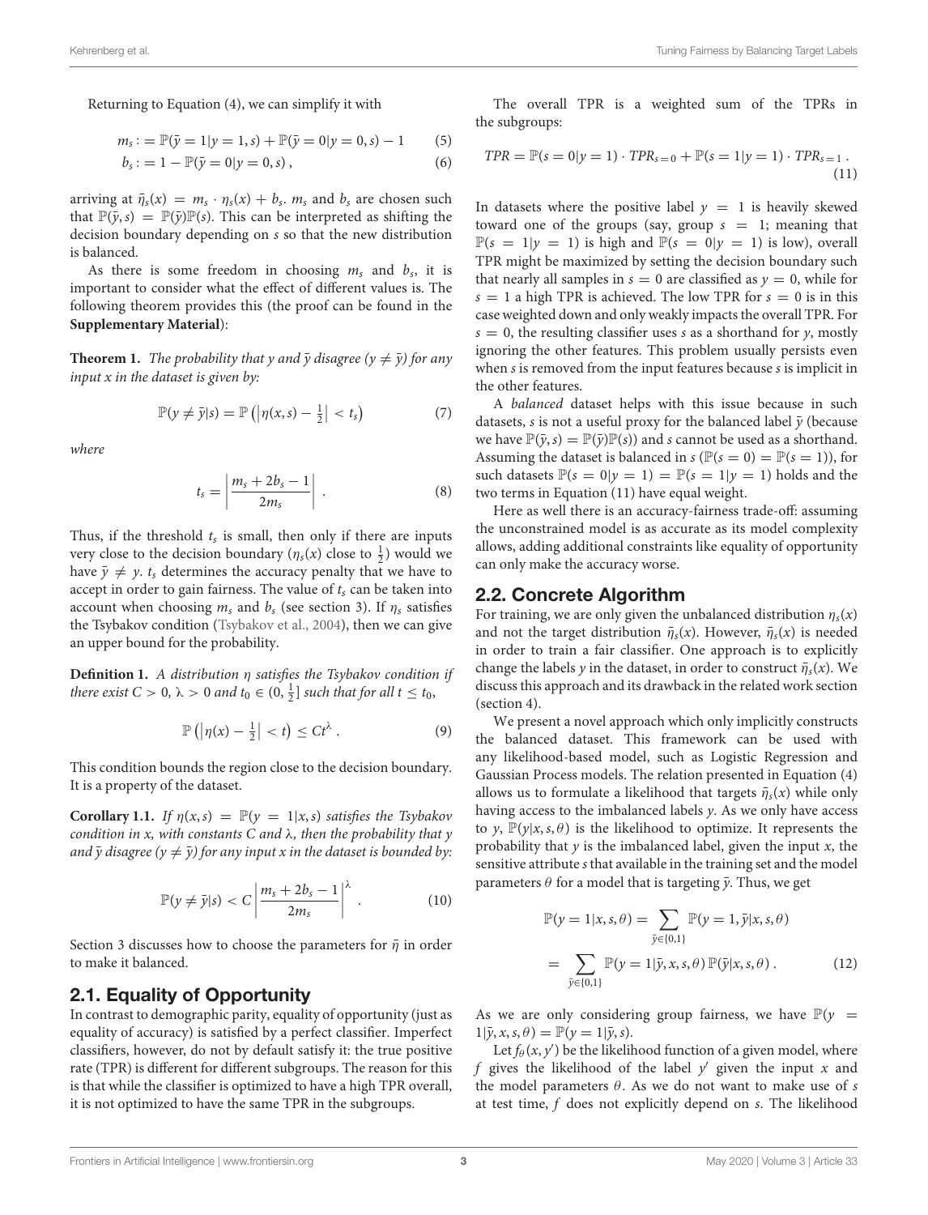Returning to Equation (4), we can simplify it with

$$m_s := \mathbb{P}(\bar{y} = 1 | y = 1, s) + \mathbb{P}(\bar{y} = 0 | y = 0, s) - 1 \quad (5)$$

$$b_s := 1 - \mathbb{P}(\bar{y} = 0 | y = 0, s), \quad (6)$$

arriving at $\bar{\eta}_s(x) = m_s \cdot \eta_s(x) + b_s$. $m_s$ and $b_s$ are chosen such that $\mathbb{P}(\bar{y}, s) = \mathbb{P}(\bar{y})\mathbb{P}(s)$. This can be interpreted as shifting the decision boundary depending on $s$ so that the new distribution is balanced.

As there is some freedom in choosing $m_s$ and $b_s$, it is important to consider what the effect of different values is. The following theorem provides this (the proof can be found in the **Supplementary Material**):

**Theorem 1.** *The probability that y and $\bar{y}$ disagree ($y \neq \bar{y}$) for any input x in the dataset is given by:*

$$\mathbb{P}(y \neq \bar{y} | s) = \mathbb{P}\left(\left|\eta(x, s) - \tfrac{1}{2}\right| < t_s\right) \quad (7)$$

*where*

$$t_s = \left| \frac{m_s + 2b_s - 1}{2m_s} \right| . \quad (8)$$

Thus, if the threshold $t_s$ is small, then only if there are inputs very close to the decision boundary ($\eta_s(x)$ close to $\frac{1}{2}$) would we have $\bar{y} \neq y$. $t_s$ determines the accuracy penalty that we have to accept in order to gain fairness. The value of $t_s$ can be taken into account when choosing $m_s$ and $b_s$ (see section 3). If $\eta_s$ satisfies the Tsybakov condition (Tsybakov et al., 2004), then we can give an upper bound for the probability.

**Definition 1.** *A distribution $\eta$ satisfies the Tsybakov condition if there exist $C > 0$, $\lambda > 0$ and $t_0 \in (0, \frac{1}{2}]$ such that for all $t \leq t_0$,*

$$\mathbb{P}\left(\left|\eta(x) - \tfrac{1}{2}\right| < t\right) \leq Ct^{\lambda} . \quad (9)$$

This condition bounds the region close to the decision boundary. It is a property of the dataset.

**Corollary 1.1.** *If $\eta(x, s) = \mathbb{P}(y = 1 | x, s)$ satisfies the Tsybakov condition in x, with constants C and $\lambda$, then the probability that y and $\bar{y}$ disagree ($y \neq \bar{y}$) for any input x in the dataset is bounded by:*

$$\mathbb{P}(y \neq \bar{y} | s) < C \left| \frac{m_s + 2b_s - 1}{2m_s} \right|^{\lambda} . \quad (10)$$

Section 3 discusses how to choose the parameters for $\bar{\eta}$ in order to make it balanced.

## 2.1. Equality of Opportunity

In contrast to demographic parity, equality of opportunity (just as equality of accuracy) is satisfied by a perfect classifier. Imperfect classifiers, however, do not by default satisfy it: the true positive rate (TPR) is different for different subgroups. The reason for this is that while the classifier is optimized to have a high TPR overall, it is not optimized to have the same TPR in the subgroups.

The overall TPR is a weighted sum of the TPRs in the subgroups:

$$TPR = \mathbb{P}(s = 0 | y = 1) \cdot TPR_{s=0} + \mathbb{P}(s = 1 | y = 1) \cdot TPR_{s=1} . \quad (11)$$

In datasets where the positive label $y = 1$ is heavily skewed toward one of the groups (say, group $s = 1$; meaning that $\mathbb{P}(s = 1 | y = 1)$ is high and $\mathbb{P}(s = 0 | y = 1)$ is low), overall TPR might be maximized by setting the decision boundary such that nearly all samples in $s = 0$ are classified as $y = 0$, while for $s = 1$ a high TPR is achieved. The low TPR for $s = 0$ is in this case weighted down and only weakly impacts the overall TPR. For $s = 0$, the resulting classifier uses $s$ as a shorthand for $y$, mostly ignoring the other features. This problem usually persists even when $s$ is removed from the input features because $s$ is implicit in the other features.

A *balanced* dataset helps with this issue because in such datasets, $s$ is not a useful proxy for the balanced label $\bar{y}$ (because we have $\mathbb{P}(\bar{y}, s) = \mathbb{P}(\bar{y})\mathbb{P}(s)$) and $s$ cannot be used as a shorthand. Assuming the dataset is balanced in $s$ ($\mathbb{P}(s = 0) = \mathbb{P}(s = 1)$), for such datasets $\mathbb{P}(s = 0 | y = 1) = \mathbb{P}(s = 1 | y = 1)$ holds and the two terms in Equation (11) have equal weight.

Here as well there is an accuracy-fairness trade-off: assuming the unconstrained model is as accurate as its model complexity allows, adding additional constraints like equality of opportunity can only make the accuracy worse.

## 2.2. Concrete Algorithm

For training, we are only given the unbalanced distribution $\eta_s(x)$ and not the target distribution $\bar{\eta}_s(x)$. However, $\bar{\eta}_s(x)$ is needed in order to train a fair classifier. One approach is to explicitly change the labels $y$ in the dataset, in order to construct $\bar{\eta}_s(x)$. We discuss this approach and its drawback in the related work section (section 4).

We present a novel approach which only implicitly constructs the balanced dataset. This framework can be used with any likelihood-based model, such as Logistic Regression and Gaussian Process models. The relation presented in Equation (4) allows us to formulate a likelihood that targets $\bar{\eta}_s(x)$ while only having access to the imbalanced labels $y$. As we only have access to $y$, $\mathbb{P}(y | x, s, \theta)$ is the likelihood to optimize. It represents the probability that $y$ is the imbalanced label, given the input $x$, the sensitive attribute $s$ that available in the training set and the model parameters $\theta$ for a model that is targeting $\bar{y}$. Thus, we get

$$\begin{aligned}
\mathbb{P}(y = 1 | x, s, \theta) &= \sum_{\bar{y} \in \{0,1\}} \mathbb{P}(y = 1, \bar{y} | x, s, \theta) \\
&= \sum_{\bar{y} \in \{0,1\}} \mathbb{P}(y = 1 | \bar{y}, x, s, \theta) \, \mathbb{P}(\bar{y} | x, s, \theta) . \quad (12)
\end{aligned}$$

As we are only considering group fairness, we have $\mathbb{P}(y = 1 | \bar{y}, x, s, \theta) = \mathbb{P}(y = 1 | \bar{y}, s)$.

Let $f_\theta(x, y')$ be the likelihood function of a given model, where $f$ gives the likelihood of the label $y'$ given the input $x$ and the model parameters $\theta$. As we do not want to make use of $s$ at test time, $f$ does not explicitly depend on $s$. The likelihood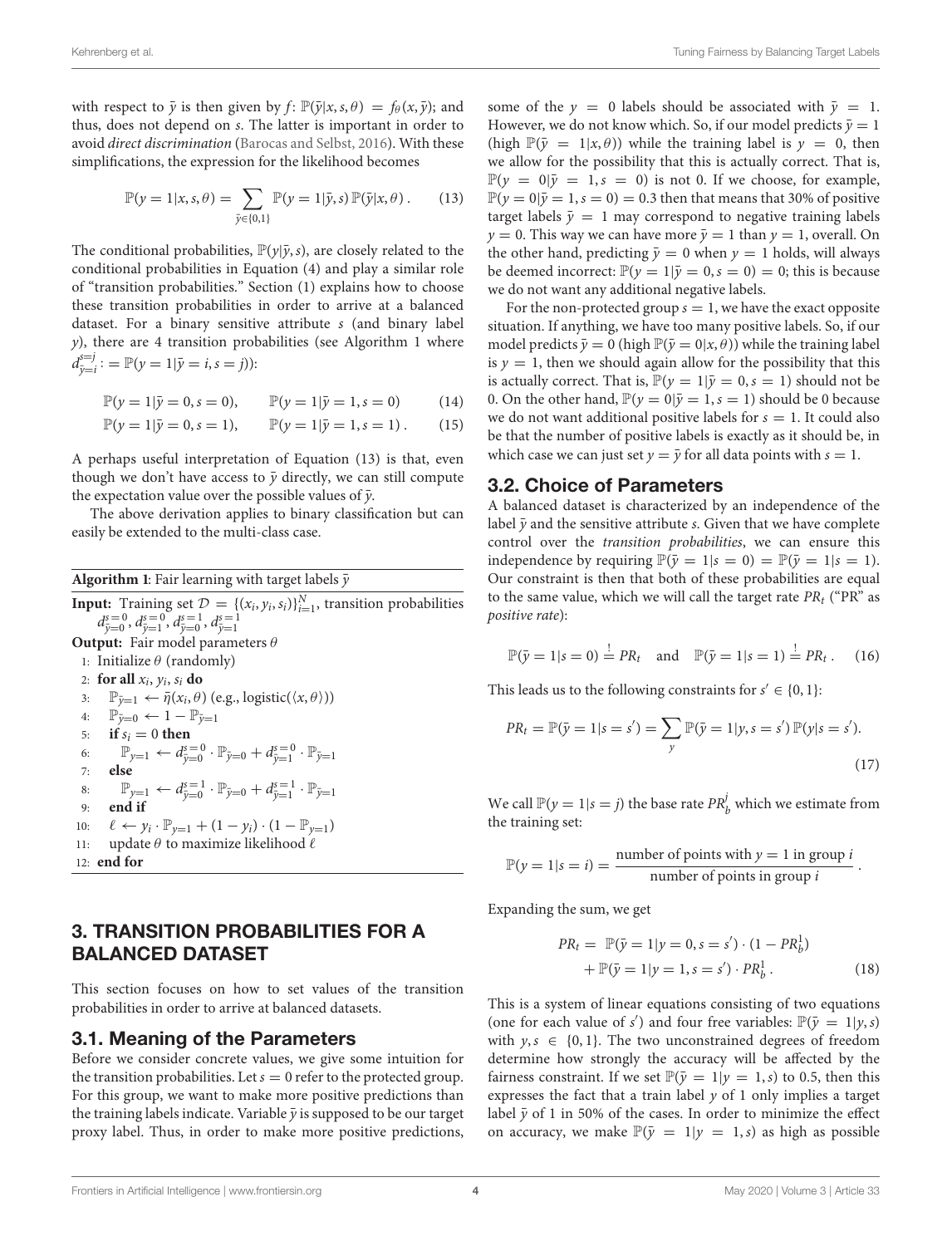with respect to $\bar{y}$ is then given by $f$: $\mathbb{P}(\bar{y}|x, s, \theta) = f_\theta(x, \bar{y})$; and thus, does not depend on $s$. The latter is important in order to avoid *direct discrimination* (Barocas and Selbst, 2016). With these simplifications, the expression for the likelihood becomes

$$\mathbb{P}(y = 1|x, s, \theta) = \sum_{\bar{y} \in \{0,1\}} \mathbb{P}(y = 1|\bar{y}, s)\, \mathbb{P}(\bar{y}|x, \theta)\,. \tag{13}$$

The conditional probabilities, $\mathbb{P}(y|\bar{y}, s)$, are closely related to the conditional probabilities in Equation (4) and play a similar role of "transition probabilities." Section (1) explains how to choose these transition probabilities in order to arrive at a balanced dataset. For a binary sensitive attribute $s$ (and binary label $y$), there are 4 transition probabilities (see Algorithm 1 where $d_{\bar{y}=i}^{s=j} := \mathbb{P}(y = 1|\bar{y} = i, s = j)$):

$$\mathbb{P}(y = 1|\bar{y} = 0, s = 0), \qquad \mathbb{P}(y = 1|\bar{y} = 1, s = 0) \tag{14}$$

$$\mathbb{P}(y = 1|\bar{y} = 0, s = 1), \qquad \mathbb{P}(y = 1|\bar{y} = 1, s = 1)\,. \tag{15}$$

A perhaps useful interpretation of Equation (13) is that, even though we don't have access to $\bar{y}$ directly, we can still compute the expectation value over the possible values of $\bar{y}$.

The above derivation applies to binary classification but can easily be extended to the multi-class case.

**Algorithm 1**: Fair learning with target labels $\bar{y}$

**Input:** Training set $\mathcal{D} = \{(x_i, y_i, s_i)\}_{i=1}^N$, transition probabilities $d_{\bar{y}=0}^{s=0}, d_{\bar{y}=1}^{s=0}, d_{\bar{y}=0}^{s=1}, d_{\bar{y}=1}^{s=1}$

**Output:** Fair model parameters $\theta$

1: Initialize $\theta$ (randomly)
2: **for all** $x_i, y_i, s_i$ **do**
3: $\quad \mathbb{P}_{\bar{y}=1} \leftarrow \bar{\eta}(x_i, \theta)$ (e.g., logistic($\langle x, \theta \rangle$))
4: $\quad \mathbb{P}_{\bar{y}=0} \leftarrow 1 - \mathbb{P}_{\bar{y}=1}$
5: $\quad$ **if** $s_i = 0$ **then**
6: $\quad\quad \mathbb{P}_{y=1} \leftarrow d_{\bar{y}=0}^{s=0} \cdot \mathbb{P}_{\bar{y}=0} + d_{\bar{y}=1}^{s=0} \cdot \mathbb{P}_{\bar{y}=1}$
7: $\quad$ **else**
8: $\quad\quad \mathbb{P}_{y=1} \leftarrow d_{\bar{y}=0}^{s=1} \cdot \mathbb{P}_{\bar{y}=0} + d_{\bar{y}=1}^{s=1} \cdot \mathbb{P}_{\bar{y}=1}$
9: $\quad$ **end if**
10: $\quad \ell \leftarrow y_i \cdot \mathbb{P}_{y=1} + (1 - y_i) \cdot (1 - \mathbb{P}_{y=1})$
11: $\quad$ update $\theta$ to maximize likelihood $\ell$
12: **end for**

## 3. TRANSITION PROBABILITIES FOR A BALANCED DATASET

This section focuses on how to set values of the transition probabilities in order to arrive at balanced datasets.

### 3.1. Meaning of the Parameters

Before we consider concrete values, we give some intuition for the transition probabilities. Let $s = 0$ refer to the protected group. For this group, we want to make more positive predictions than the training labels indicate. Variable $\bar{y}$ is supposed to be our target proxy label. Thus, in order to make more positive predictions, some of the $y = 0$ labels should be associated with $\bar{y} = 1$. However, we do not know which. So, if our model predicts $\bar{y} = 1$ (high $\mathbb{P}(\bar{y} = 1|x, \theta)$) while the training label is $y = 0$, then we allow for the possibility that this is actually correct. That is, $\mathbb{P}(y = 0|\bar{y} = 1, s = 0)$ is not 0. If we choose, for example, $\mathbb{P}(y = 0|\bar{y} = 1, s = 0) = 0.3$ then that means that 30% of positive target labels $\bar{y} = 1$ may correspond to negative training labels $y = 0$. This way we can have more $\bar{y} = 1$ than $y = 1$, overall. On the other hand, predicting $\bar{y} = 0$ when $y = 1$ holds, will always be deemed incorrect: $\mathbb{P}(y = 1|\bar{y} = 0, s = 0) = 0$; this is because we do not want any additional negative labels.

For the non-protected group $s = 1$, we have the exact opposite situation. If anything, we have too many positive labels. So, if our model predicts $\bar{y} = 0$ (high $\mathbb{P}(\bar{y} = 0|x, \theta)$) while the training label is $y = 1$, then we should again allow for the possibility that this is actually correct. That is, $\mathbb{P}(y = 1|\bar{y} = 0, s = 1)$ should not be 0. On the other hand, $\mathbb{P}(y = 0|\bar{y} = 1, s = 1)$ should be 0 because we do not want additional positive labels for $s = 1$. It could also be that the number of positive labels is exactly as it should be, in which case we can just set $y = \bar{y}$ for all data points with $s = 1$.

### 3.2. Choice of Parameters

A balanced dataset is characterized by an independence of the label $\bar{y}$ and the sensitive attribute $s$. Given that we have complete control over the *transition probabilities*, we can ensure this independence by requiring $\mathbb{P}(\bar{y} = 1|s = 0) = \mathbb{P}(\bar{y} = 1|s = 1)$. Our constraint is then that both of these probabilities are equal to the same value, which we will call the target rate $PR_t$ ("PR" as *positive rate*):

$$\mathbb{P}(\bar{y} = 1|s = 0) \overset{!}{=} PR_t \quad \text{and} \quad \mathbb{P}(\bar{y} = 1|s = 1) \overset{!}{=} PR_t\,. \tag{16}$$

This leads us to the following constraints for $s' \in \{0, 1\}$:

$$PR_t = \mathbb{P}(\bar{y} = 1|s = s') = \sum_y \mathbb{P}(\bar{y} = 1|y, s = s')\, \mathbb{P}(y|s = s'). \tag{17}$$

We call $\mathbb{P}(y = 1|s = j)$ the base rate $PR_b^j$ which we estimate from the training set:

$$\mathbb{P}(y = 1|s = i) = \frac{\text{number of points with } y = 1 \text{ in group } i}{\text{number of points in group } i}\,.$$

Expanding the sum, we get

$$\begin{aligned} PR_t = \;& \mathbb{P}(\bar{y} = 1|y = 0, s = s') \cdot (1 - PR_b^1) \\ &+ \mathbb{P}(\bar{y} = 1|y = 1, s = s') \cdot PR_b^1\,. \end{aligned} \tag{18}$$

This is a system of linear equations consisting of two equations (one for each value of $s'$) and four free variables: $\mathbb{P}(\bar{y} = 1|y, s)$ with $y, s \in \{0, 1\}$. The two unconstrained degrees of freedom determine how strongly the accuracy will be affected by the fairness constraint. If we set $\mathbb{P}(\bar{y} = 1|y = 1, s)$ to 0.5, then this expresses the fact that a train label $y$ of 1 only implies a target label $\bar{y}$ of 1 in 50% of the cases. In order to minimize the effect on accuracy, we make $\mathbb{P}(\bar{y} = 1|y = 1, s)$ as high as possible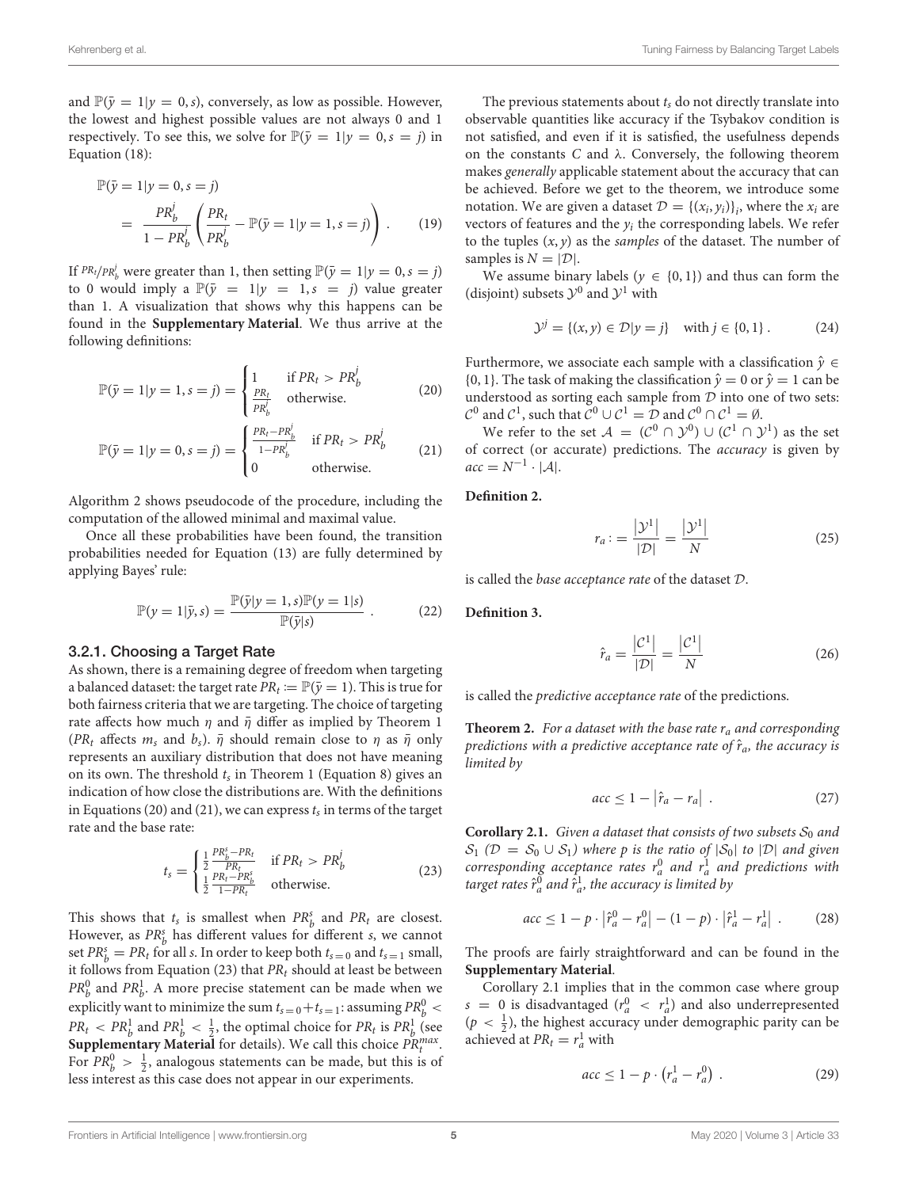and $\mathbb{P}(\bar{y} = 1|y = 0, s)$, conversely, as low as possible. However, the lowest and highest possible values are not always 0 and 1 respectively. To see this, we solve for $\mathbb{P}(\bar{y} = 1|y = 0, s = j)$ in Equation (18):

$$\mathbb{P}(\bar{y} = 1|y = 0, s = j) = \frac{PR_b^j}{1 - PR_b^j}\left(\frac{PR_t}{PR_b^j} - \mathbb{P}(\bar{y} = 1|y = 1, s = j)\right) . \tag{19}$$

If $PR_t/PR_b^j$ were greater than 1, then setting $\mathbb{P}(\bar{y} = 1|y = 0, s = j)$ to 0 would imply a $\mathbb{P}(\bar{y} = 1|y = 1, s = j)$ value greater than 1. A visualization that shows why this happens can be found in the **Supplementary Material**. We thus arrive at the following definitions:

$$\mathbb{P}(\bar{y} = 1|y = 1, s = j) = \begin{cases} 1 & \text{if } PR_t > PR_b^j \\ \frac{PR_t}{PR_b^j} & \text{otherwise.} \end{cases} \tag{20}$$

$$\mathbb{P}(\bar{y} = 1|y = 0, s = j) = \begin{cases} \frac{PR_t - PR_b^j}{1 - PR_b^j} & \text{if } PR_t > PR_b^j \\ 0 & \text{otherwise.} \end{cases} \tag{21}$$

Algorithm 2 shows pseudocode of the procedure, including the computation of the allowed minimal and maximal value.

Once all these probabilities have been found, the transition probabilities needed for Equation (13) are fully determined by applying Bayes' rule:

$$\mathbb{P}(y = 1|\bar{y}, s) = \frac{\mathbb{P}(\bar{y}|y = 1, s)\mathbb{P}(y = 1|s)}{\mathbb{P}(\bar{y}|s)} . \tag{22}$$

### 3.2.1. Choosing a Target Rate

As shown, there is a remaining degree of freedom when targeting a balanced dataset: the target rate $PR_t := \mathbb{P}(\bar{y} = 1)$. This is true for both fairness criteria that we are targeting. The choice of targeting rate affects how much $\eta$ and $\bar{\eta}$ differ as implied by Theorem 1 ($PR_t$ affects $m_s$ and $b_s$). $\bar{\eta}$ should remain close to $\eta$ as $\bar{\eta}$ only represents an auxiliary distribution that does not have meaning on its own. The threshold $t_s$ in Theorem 1 (Equation 8) gives an indication of how close the distributions are. With the definitions in Equations (20) and (21), we can express $t_s$ in terms of the target rate and the base rate:

$$t_s = \begin{cases} \frac{1}{2}\frac{PR_b^s - PR_t}{PR_t} & \text{if } PR_t > PR_b^j \\ \frac{1}{2}\frac{PR_t - PR_b^s}{1 - PR_t} & \text{otherwise.} \end{cases} \tag{23}$$

This shows that $t_s$ is smallest when $PR_b^s$ and $PR_t$ are closest. However, as $PR_b^s$ has different values for different $s$, we cannot set $PR_b^s = PR_t$ for all $s$. In order to keep both $t_{s=0}$ and $t_{s=1}$ small, it follows from Equation (23) that $PR_t$ should at least be between $PR_b^0$ and $PR_b^1$. A more precise statement can be made when we explicitly want to minimize the sum $t_{s=0} + t_{s=1}$: assuming $PR_b^0 < PR_t < PR_b^1$ and $PR_b^1 < \frac{1}{2}$, the optimal choice for $PR_t$ is $PR_b^1$ (see **Supplementary Material** for details). We call this choice $PR_t^{max}$. For $PR_b^0 > \frac{1}{2}$, analogous statements can be made, but this is of less interest as this case does not appear in our experiments.

The previous statements about $t_s$ do not directly translate into observable quantities like accuracy if the Tsybakov condition is not satisfied, and even if it is satisfied, the usefulness depends on the constants $C$ and $\lambda$. Conversely, the following theorem makes *generally* applicable statement about the accuracy that can be achieved. Before we get to the theorem, we introduce some notation. We are given a dataset $\mathcal{D} = \{(x_i, y_i)\}_i$, where the $x_i$ are vectors of features and the $y_i$ the corresponding labels. We refer to the tuples $(x, y)$ as the *samples* of the dataset. The number of samples is $N = |\mathcal{D}|$.

We assume binary labels ($y \in \{0, 1\}$) and thus can form the (disjoint) subsets $\mathcal{Y}^0$ and $\mathcal{Y}^1$ with

$$\mathcal{Y}^j = \{(x, y) \in \mathcal{D} | y = j\} \quad \text{with } j \in \{0, 1\} . \tag{24}$$

Furthermore, we associate each sample with a classification $\hat{y} \in \{0, 1\}$. The task of making the classification $\hat{y} = 0$ or $\hat{y} = 1$ can be understood as sorting each sample from $\mathcal{D}$ into one of two sets: $\mathcal{C}^0$ and $\mathcal{C}^1$, such that $\mathcal{C}^0 \cup \mathcal{C}^1 = \mathcal{D}$ and $\mathcal{C}^0 \cap \mathcal{C}^1 = \emptyset$.

We refer to the set $\mathcal{A} = (\mathcal{C}^0 \cap \mathcal{Y}^0) \cup (\mathcal{C}^1 \cap \mathcal{Y}^1)$ as the set of correct (or accurate) predictions. The *accuracy* is given by $acc = N^{-1} \cdot |\mathcal{A}|$.

**Definition 2.**

$$r_a := \frac{|\mathcal{Y}^1|}{|\mathcal{D}|} = \frac{|\mathcal{Y}^1|}{N} \tag{25}$$

is called the *base acceptance rate* of the dataset $\mathcal{D}$.

**Definition 3.**

$$\hat{r}_a = \frac{|\mathcal{C}^1|}{|\mathcal{D}|} = \frac{|\mathcal{C}^1|}{N} \tag{26}$$

is called the *predictive acceptance rate* of the predictions.

**Theorem 2.** *For a dataset with the base rate $r_a$ and corresponding predictions with a predictive acceptance rate of $\hat{r}_a$, the accuracy is limited by*

$$acc \le 1 - |\hat{r}_a - r_a| . \tag{27}$$

**Corollary 2.1.** *Given a dataset that consists of two subsets $\mathcal{S}_0$ and $\mathcal{S}_1$ ($\mathcal{D} = \mathcal{S}_0 \cup \mathcal{S}_1$) where $p$ is the ratio of $|\mathcal{S}_0|$ to $|\mathcal{D}|$ and given corresponding acceptance rates $r_a^0$ and $r_a^1$ and predictions with target rates $\hat{r}_a^0$ and $\hat{r}_a^1$, the accuracy is limited by*

$$acc \le 1 - p \cdot |\hat{r}_a^0 - r_a^0| - (1 - p) \cdot |\hat{r}_a^1 - r_a^1| . \tag{28}$$

The proofs are fairly straightforward and can be found in the **Supplementary Material**.

Corollary 2.1 implies that in the common case where group $s = 0$ is disadvantaged ($r_a^0 < r_a^1$) and also underrepresented ($p < \frac{1}{2}$), the highest accuracy under demographic parity can be achieved at $PR_t = r_a^1$ with

$$acc \le 1 - p \cdot (r_a^1 - r_a^0) . \tag{29}$$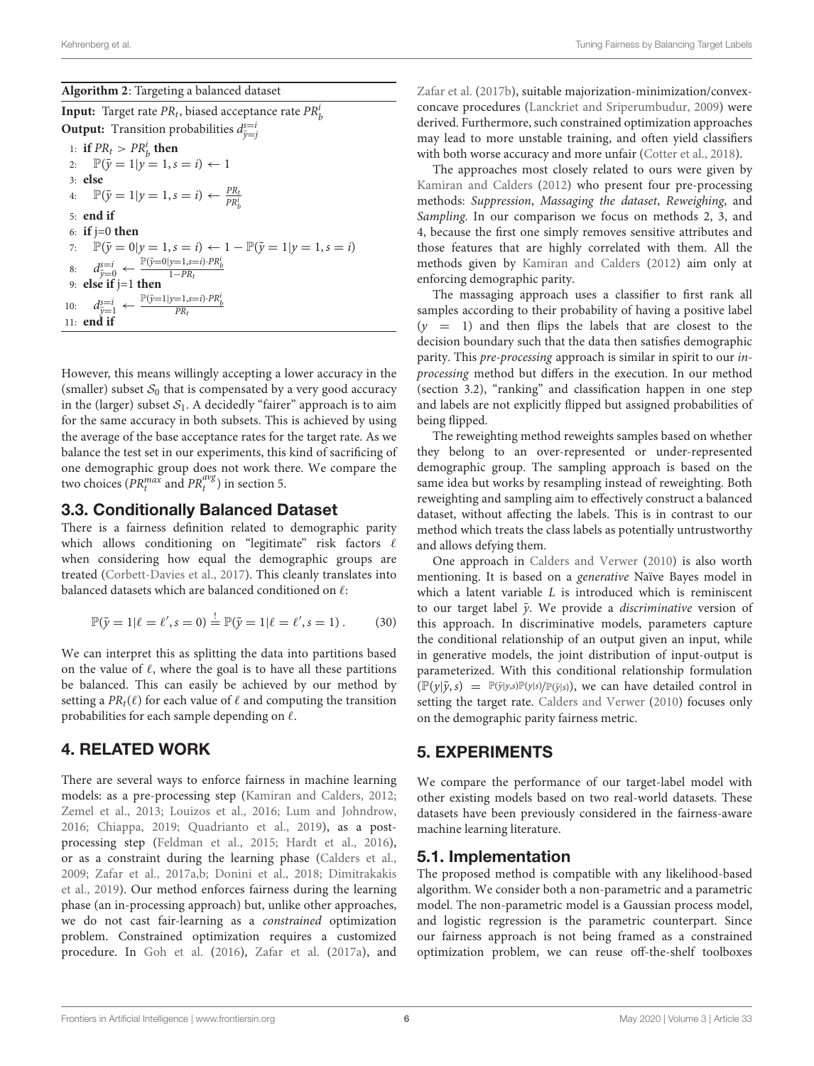**Algorithm 2**: Targeting a balanced dataset

**Input:** Target rate $PR_t$, biased acceptance rate $PR_b^i$
**Output:** Transition probabilities $d_{\bar{y}=j}^{s=i}$

1: **if** $PR_t > PR_b^i$ **then**
2: $\quad \mathbb{P}(\bar{y}=1|y=1,s=i) \leftarrow 1$
3: **else**
4: $\quad \mathbb{P}(\bar{y}=1|y=1,s=i) \leftarrow \frac{PR_t}{PR_b^i}$
5: **end if**
6: **if** j=0 **then**
7: $\quad \mathbb{P}(\bar{y}=0|y=1,s=i) \leftarrow 1-\mathbb{P}(\bar{y}=1|y=1,s=i)$
8: $\quad d_{\bar{y}=0}^{s=i} \leftarrow \frac{\mathbb{P}(\bar{y}=0|y=1,s=i)\cdot PR_b^i}{1-PR_t}$
9: **else if** j=1 **then**
10: $\quad d_{\bar{y}=1}^{s=i} \leftarrow \frac{\mathbb{P}(\bar{y}=1|y=1,s=i)\cdot PR_b^i}{PR_t}$
11: **end if**

However, this means willingly accepting a lower accuracy in the (smaller) subset $\mathcal{S}_0$ that is compensated by a very good accuracy in the (larger) subset $\mathcal{S}_1$. A decidedly "fairer" approach is to aim for the same accuracy in both subsets. This is achieved by using the average of the base acceptance rates for the target rate. As we balance the test set in our experiments, this kind of sacrificing of one demographic group does not work there. We compare the two choices ($PR_t^{max}$ and $PR_t^{avg}$) in section 5.

## 3.3. Conditionally Balanced Dataset

There is a fairness definition related to demographic parity which allows conditioning on "legitimate" risk factors $\ell$ when considering how equal the demographic groups are treated (Corbett-Davies et al., 2017). This cleanly translates into balanced datasets which are balanced conditioned on $\ell$:

$$\mathbb{P}(\bar{y}=1|\ell=\ell',s=0) \stackrel{!}{=} \mathbb{P}(\bar{y}=1|\ell=\ell',s=1)\,. \qquad (30)$$

We can interpret this as splitting the data into partitions based on the value of $\ell$, where the goal is to have all these partitions be balanced. This can easily be achieved by our method by setting a $PR_t(\ell)$ for each value of $\ell$ and computing the transition probabilities for each sample depending on $\ell$.

## 4. RELATED WORK

There are several ways to enforce fairness in machine learning models: as a pre-processing step (Kamiran and Calders, 2012; Zemel et al., 2013; Louizos et al., 2016; Lum and Johndrow, 2016; Chiappa, 2019; Quadrianto et al., 2019), as a post-processing step (Feldman et al., 2015; Hardt et al., 2016), or as a constraint during the learning phase (Calders et al., 2009; Zafar et al., 2017a,b; Donini et al., 2018; Dimitrakakis et al., 2019). Our method enforces fairness during the learning phase (an in-processing approach) but, unlike other approaches, we do not cast fair-learning as a *constrained* optimization problem. Constrained optimization requires a customized procedure. In Goh et al. (2016), Zafar et al. (2017a), and Zafar et al. (2017b), suitable majorization-minimization/convex-concave procedures (Lanckriet and Sriperumbudur, 2009) were derived. Furthermore, such constrained optimization approaches may lead to more unstable training, and often yield classifiers with both worse accuracy and more unfair (Cotter et al., 2018).

The approaches most closely related to ours were given by Kamiran and Calders (2012) who present four pre-processing methods: *Suppression*, *Massaging the dataset*, *Reweighing*, and *Sampling*. In our comparison we focus on methods 2, 3, and 4, because the first one simply removes sensitive attributes and those features that are highly correlated with them. All the methods given by Kamiran and Calders (2012) aim only at enforcing demographic parity.

The massaging approach uses a classifier to first rank all samples according to their probability of having a positive label ($y = 1$) and then flips the labels that are closest to the decision boundary such that the data then satisfies demographic parity. This *pre-processing* approach is similar in spirit to our *in-processing* method but differs in the execution. In our method (section 3.2), "ranking" and classification happen in one step and labels are not explicitly flipped but assigned probabilities of being flipped.

The reweighting method reweights samples based on whether they belong to an over-represented or under-represented demographic group. The sampling approach is based on the same idea but works by resampling instead of reweighting. Both reweighting and sampling aim to effectively construct a balanced dataset, without affecting the labels. This is in contrast to our method which treats the class labels as potentially untrustworthy and allows defying them.

One approach in Calders and Verwer (2010) is also worth mentioning. It is based on a *generative* Naïve Bayes model in which a latent variable $L$ is introduced which is reminiscent to our target label $\bar{y}$. We provide a *discriminative* version of this approach. In discriminative models, parameters capture the conditional relationship of an output given an input, while in generative models, the joint distribution of input-output is parameterized. With this conditional relationship formulation ($\mathbb{P}(y|\bar{y},s) = \mathbb{P}(\bar{y}|y,s)\mathbb{P}(y|s)/\mathbb{P}(\bar{y}|s)$), we can have detailed control in setting the target rate. Calders and Verwer (2010) focuses only on the demographic parity fairness metric.

## 5. EXPERIMENTS

We compare the performance of our target-label model with other existing models based on two real-world datasets. These datasets have been previously considered in the fairness-aware machine learning literature.

## 5.1. Implementation

The proposed method is compatible with any likelihood-based algorithm. We consider both a non-parametric and a parametric model. The non-parametric model is a Gaussian process model, and logistic regression is the parametric counterpart. Since our fairness approach is not being framed as a constrained optimization problem, we can reuse off-the-shelf toolboxes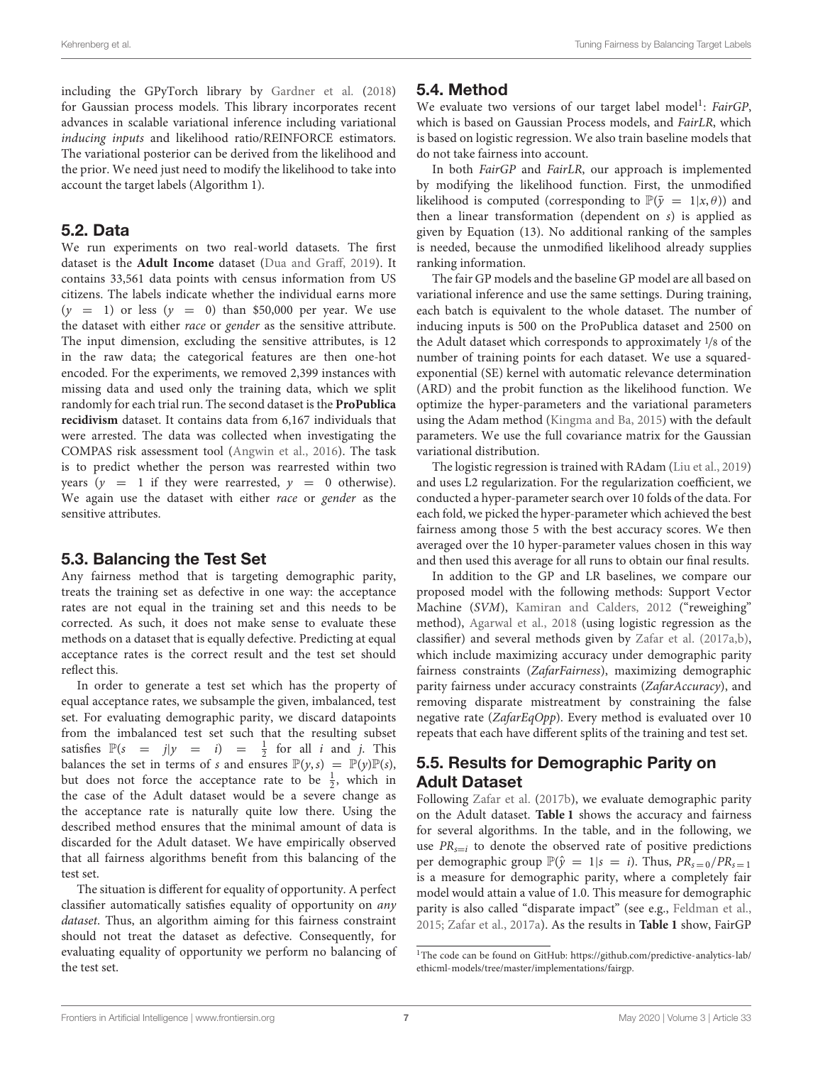including the GPyTorch library by Gardner et al. (2018) for Gaussian process models. This library incorporates recent advances in scalable variational inference including variational *inducing inputs* and likelihood ratio/REINFORCE estimators. The variational posterior can be derived from the likelihood and the prior. We need just need to modify the likelihood to take into account the target labels (Algorithm 1).

## 5.2. Data

We run experiments on two real-world datasets. The first dataset is the **Adult Income** dataset (Dua and Graff, 2019). It contains 33,561 data points with census information from US citizens. The labels indicate whether the individual earns more ($y = 1$) or less ($y = 0$) than \$50,000 per year. We use the dataset with either *race* or *gender* as the sensitive attribute. The input dimension, excluding the sensitive attributes, is 12 in the raw data; the categorical features are then one-hot encoded. For the experiments, we removed 2,399 instances with missing data and used only the training data, which we split randomly for each trial run. The second dataset is the **ProPublica recidivism** dataset. It contains data from 6,167 individuals that were arrested. The data was collected when investigating the COMPAS risk assessment tool (Angwin et al., 2016). The task is to predict whether the person was rearrested within two years ($y = 1$ if they were rearrested, $y = 0$ otherwise). We again use the dataset with either *race* or *gender* as the sensitive attributes.

## 5.3. Balancing the Test Set

Any fairness method that is targeting demographic parity, treats the training set as defective in one way: the acceptance rates are not equal in the training set and this needs to be corrected. As such, it does not make sense to evaluate these methods on a dataset that is equally defective. Predicting at equal acceptance rates is the correct result and the test set should reflect this.

In order to generate a test set which has the property of equal acceptance rates, we subsample the given, imbalanced, test set. For evaluating demographic parity, we discard datapoints from the imbalanced test set such that the resulting subset satisfies $\mathbb{P}(s = j|y = i) = \frac{1}{2}$ for all $i$ and $j$. This balances the set in terms of $s$ and ensures $\mathbb{P}(y, s) = \mathbb{P}(y)\mathbb{P}(s)$, but does not force the acceptance rate to be $\frac{1}{2}$, which in the case of the Adult dataset would be a severe change as the acceptance rate is naturally quite low there. Using the described method ensures that the minimal amount of data is discarded for the Adult dataset. We have empirically observed that all fairness algorithms benefit from this balancing of the test set.

The situation is different for equality of opportunity. A perfect classifier automatically satisfies equality of opportunity on *any dataset*. Thus, an algorithm aiming for this fairness constraint should not treat the dataset as defective. Consequently, for evaluating equality of opportunity we perform no balancing of the test set.

## 5.4. Method

We evaluate two versions of our target label model[1]: *FairGP*, which is based on Gaussian Process models, and *FairLR*, which is based on logistic regression. We also train baseline models that do not take fairness into account.

In both *FairGP* and *FairLR*, our approach is implemented by modifying the likelihood function. First, the unmodified likelihood is computed (corresponding to $\mathbb{P}(\bar{y} = 1|x, \theta)$) and then a linear transformation (dependent on $s$) is applied as given by Equation (13). No additional ranking of the samples is needed, because the unmodified likelihood already supplies ranking information.

The fair GP models and the baseline GP model are all based on variational inference and use the same settings. During training, each batch is equivalent to the whole dataset. The number of inducing inputs is 500 on the ProPublica dataset and 2500 on the Adult dataset which corresponds to approximately 1/8 of the number of training points for each dataset. We use a squared-exponential (SE) kernel with automatic relevance determination (ARD) and the probit function as the likelihood function. We optimize the hyper-parameters and the variational parameters using the Adam method (Kingma and Ba, 2015) with the default parameters. We use the full covariance matrix for the Gaussian variational distribution.

The logistic regression is trained with RAdam (Liu et al., 2019) and uses L2 regularization. For the regularization coefficient, we conducted a hyper-parameter search over 10 folds of the data. For each fold, we picked the hyper-parameter which achieved the best fairness among those 5 with the best accuracy scores. We then averaged over the 10 hyper-parameter values chosen in this way and then used this average for all runs to obtain our final results.

In addition to the GP and LR baselines, we compare our proposed model with the following methods: Support Vector Machine (*SVM*), Kamiran and Calders, 2012 ("reweighing" method), Agarwal et al., 2018 (using logistic regression as the classifier) and several methods given by Zafar et al. (2017a,b), which include maximizing accuracy under demographic parity fairness constraints (*ZafarFairness*), maximizing demographic parity fairness under accuracy constraints (*ZafarAccuracy*), and removing disparate mistreatment by constraining the false negative rate (*ZafarEqOpp*). Every method is evaluated over 10 repeats that each have different splits of the training and test set.

## 5.5. Results for Demographic Parity on Adult Dataset

Following Zafar et al. (2017b), we evaluate demographic parity on the Adult dataset. **Table 1** shows the accuracy and fairness for several algorithms. In the table, and in the following, we use $PR_{s=i}$ to denote the observed rate of positive predictions per demographic group $\mathbb{P}(\hat{y} = 1|s = i)$. Thus, $PR_{s=0}/PR_{s=1}$ is a measure for demographic parity, where a completely fair model would attain a value of 1.0. This measure for demographic parity is also called "disparate impact" (see e.g., Feldman et al., 2015; Zafar et al., 2017a). As the results in **Table 1** show, FairGP

[1] The code can be found on GitHub: https://github.com/predictive-analytics-lab/ethicml-models/tree/master/implementations/fairgp.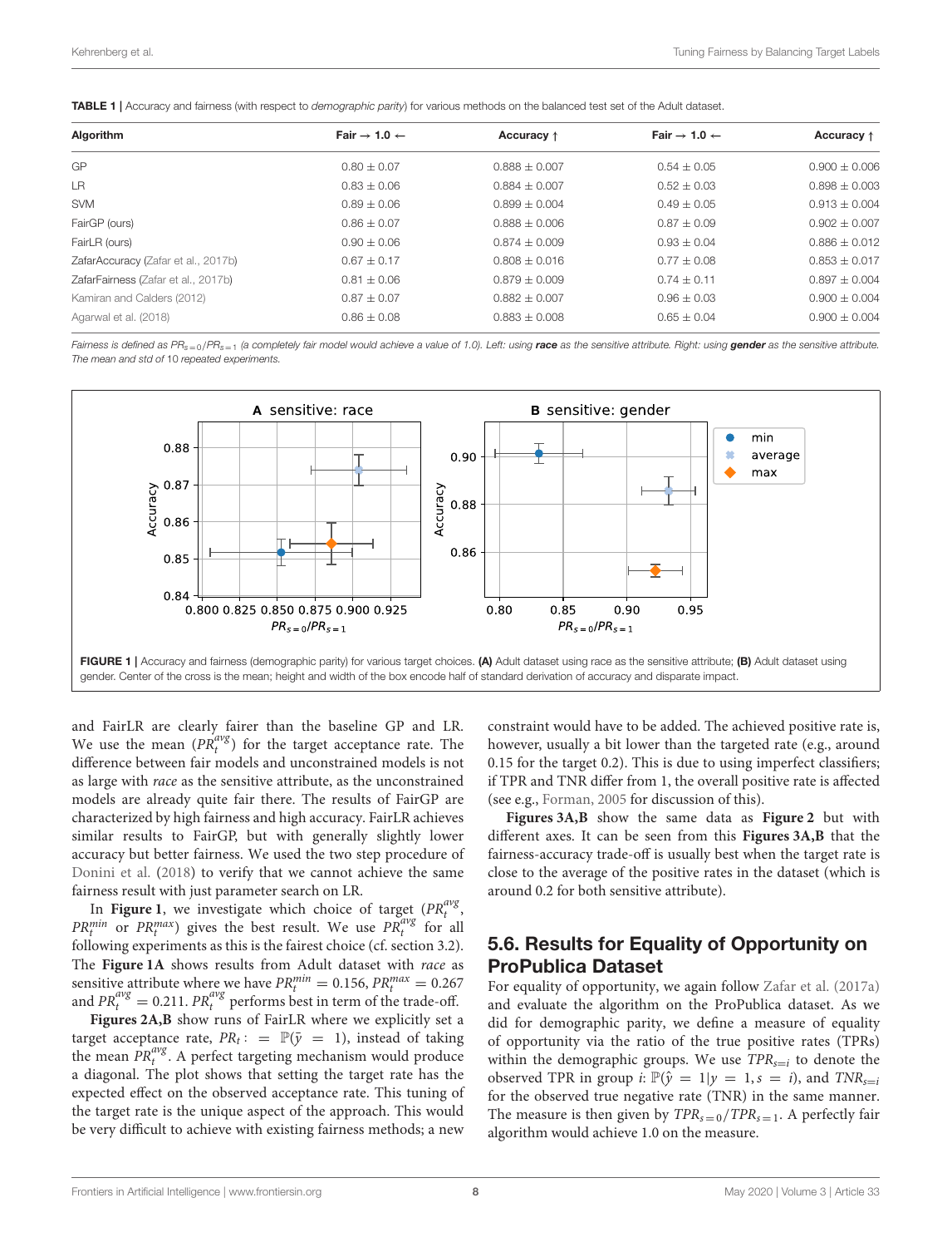**TABLE 1 |** Accuracy and fairness (with respect to *demographic parity*) for various methods on the balanced test set of the Adult dataset.

| Algorithm | Fair → 1.0 ← | Accuracy ↑ | Fair → 1.0 ← | Accuracy ↑ |
|---|---|---|---|---|
| GP | 0.80 ± 0.07 | 0.888 ± 0.007 | 0.54 ± 0.05 | 0.900 ± 0.006 |
| LR | 0.83 ± 0.06 | 0.884 ± 0.007 | 0.52 ± 0.03 | 0.898 ± 0.003 |
| SVM | 0.89 ± 0.06 | 0.899 ± 0.004 | 0.49 ± 0.05 | 0.913 ± 0.004 |
| FairGP (ours) | 0.86 ± 0.07 | 0.888 ± 0.006 | 0.87 ± 0.09 | 0.902 ± 0.007 |
| FairLR (ours) | 0.90 ± 0.06 | 0.874 ± 0.009 | 0.93 ± 0.04 | 0.886 ± 0.012 |
| ZafarAccuracy (Zafar et al., 2017b) | 0.67 ± 0.17 | 0.808 ± 0.016 | 0.77 ± 0.08 | 0.853 ± 0.017 |
| ZafarFairness (Zafar et al., 2017b) | 0.81 ± 0.06 | 0.879 ± 0.009 | 0.74 ± 0.11 | 0.897 ± 0.004 |
| Kamiran and Calders (2012) | 0.87 ± 0.07 | 0.882 ± 0.007 | 0.96 ± 0.03 | 0.900 ± 0.004 |
| Agarwal et al. (2018) | 0.86 ± 0.08 | 0.883 ± 0.008 | 0.65 ± 0.04 | 0.900 ± 0.004 |

*Fairness is defined as $PR_{s=0}/PR_{s=1}$ (a completely fair model would achieve a value of 1.0). Left: using* ***race*** *as the sensitive attribute. Right: using* ***gender*** *as the sensitive attribute. The mean and std of 10 repeated experiments.*

**FIGURE 1 |** Accuracy and fairness (demographic parity) for various target choices. **(A)** Adult dataset using race as the sensitive attribute; **(B)** Adult dataset using gender. Center of the cross is the mean; height and width of the box encode half of standard derivation of accuracy and disparate impact.

and FairLR are clearly fairer than the baseline GP and LR. We use the mean ($PR_t^{avg}$) for the target acceptance rate. The difference between fair models and unconstrained models is not as large with *race* as the sensitive attribute, as the unconstrained models are already quite fair there. The results of FairGP are characterized by high fairness and high accuracy. FairLR achieves similar results to FairGP, but with generally slightly lower accuracy but better fairness. We used the two step procedure of Donini et al. (2018) to verify that we cannot achieve the same fairness result with just parameter search on LR.

In **Figure 1**, we investigate which choice of target ($PR_t^{avg}$, $PR_t^{min}$ or $PR_t^{max}$) gives the best result. We use $PR_t^{avg}$ for all following experiments as this is the fairest choice (cf. section 3.2). The **Figure 1A** shows results from Adult dataset with *race* as sensitive attribute where we have $PR_t^{min} = 0.156$, $PR_t^{max} = 0.267$ and $PR_t^{avg} = 0.211$. $PR_t^{avg}$ performs best in term of the trade-off.

**Figures 2A,B** show runs of FairLR where we explicitly set a target acceptance rate, $PR_t := \mathbb{P}(\bar{y} = 1)$, instead of taking the mean $PR_t^{avg}$. A perfect targeting mechanism would produce a diagonal. The plot shows that setting the target rate has the expected effect on the observed acceptance rate. This tuning of the target rate is the unique aspect of the approach. This would be very difficult to achieve with existing fairness methods; a new constraint would have to be added. The achieved positive rate is, however, usually a bit lower than the targeted rate (e.g., around 0.15 for the target 0.2). This is due to using imperfect classifiers; if TPR and TNR differ from 1, the overall positive rate is affected (see e.g., Forman, 2005 for discussion of this).

**Figures 3A,B** show the same data as **Figure 2** but with different axes. It can be seen from this **Figures 3A,B** that the fairness-accuracy trade-off is usually best when the target rate is close to the average of the positive rates in the dataset (which is around 0.2 for both sensitive attribute).

## 5.6. Results for Equality of Opportunity on ProPublica Dataset

For equality of opportunity, we again follow Zafar et al. (2017a) and evaluate the algorithm on the ProPublica dataset. As we did for demographic parity, we define a measure of equality of opportunity via the ratio of the true positive rates (TPRs) within the demographic groups. We use $TPR_{s=i}$ to denote the observed TPR in group $i$: $\mathbb{P}(\hat{y} = 1|y = 1, s = i)$, and $TNR_{s=i}$ for the observed true negative rate (TNR) in the same manner. The measure is then given by $TPR_{s=0}/TPR_{s=1}$. A perfectly fair algorithm would achieve 1.0 on the measure.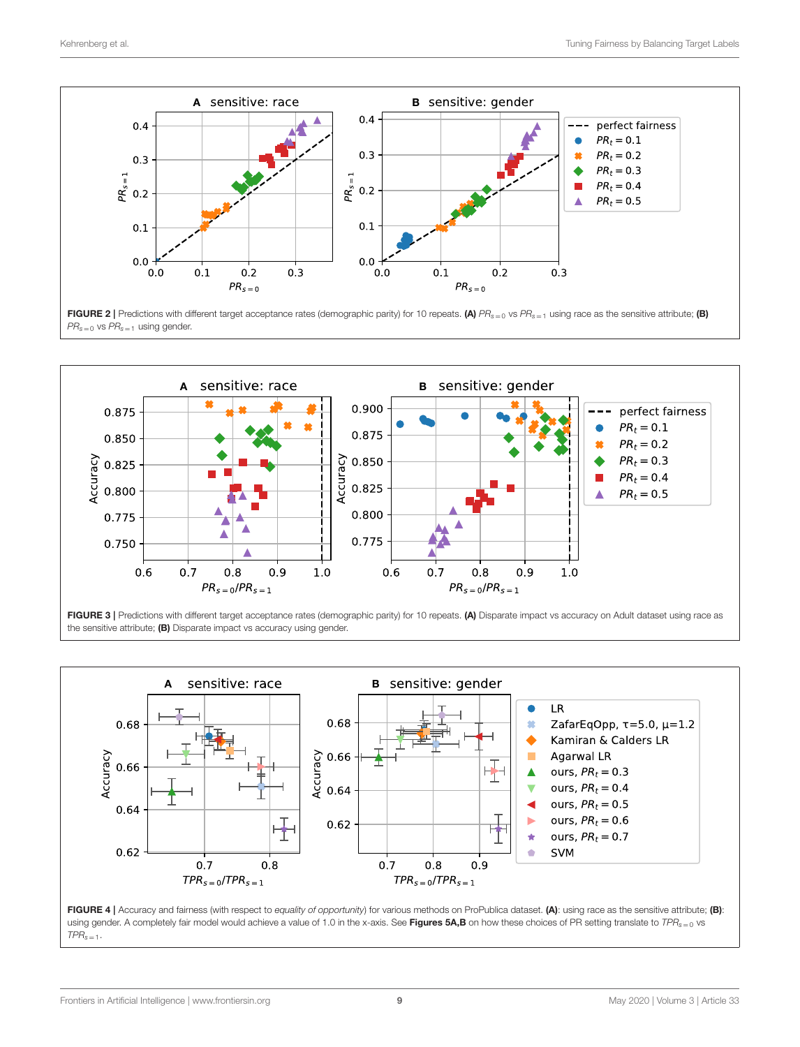**FIGURE 2 |** Predictions with different target acceptance rates (demographic parity) for 10 repeats. **(A)** $PR_{s=0}$ vs $PR_{s=1}$ using race as the sensitive attribute; **(B)** $PR_{s=0}$ vs $PR_{s=1}$ using gender.

**FIGURE 3 |** Predictions with different target acceptance rates (demographic parity) for 10 repeats. **(A)** Disparate impact vs accuracy on Adult dataset using race as the sensitive attribute; **(B)** Disparate impact vs accuracy using gender.

**FIGURE 4 |** Accuracy and fairness (with respect to *equality of opportunity*) for various methods on ProPublica dataset. **(A)**: using race as the sensitive attribute; **(B)**: using gender. A completely fair model would achieve a value of 1.0 in the x-axis. See **Figures 5A,B** on how these choices of PR setting translate to $TPR_{s=0}$ vs $TPR_{s=1}$.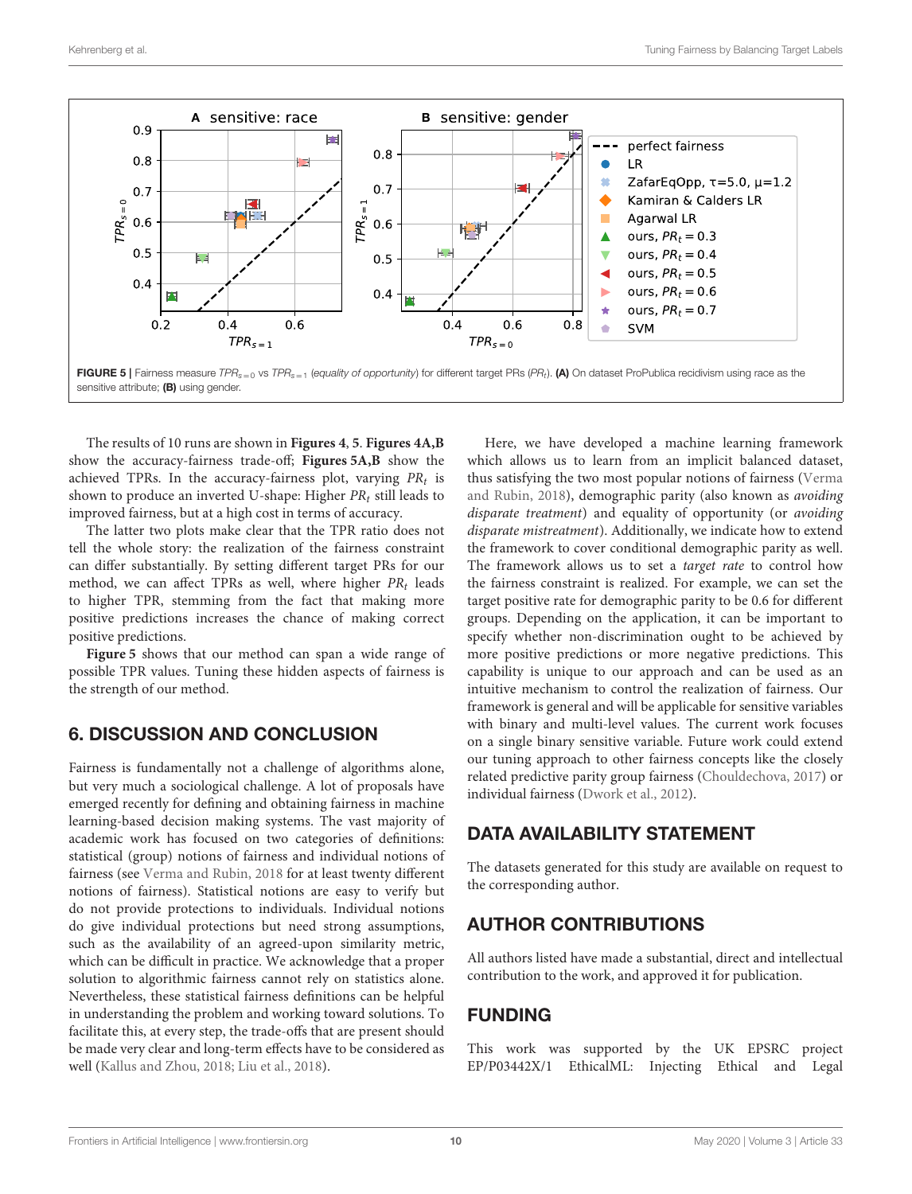A sensitive: race

0.9
0.8
0.7
0.6
0.5
0.4

$TPR_{s=0}$

0.2 0.4 0.6

$TPR_{s=1}$

B sensitive: gender

0.8
0.7
0.6
0.5
0.4

$TPR_{s=1}$

0.4 0.6 0.8

$TPR_{s=0}$

perfect fairness
LR
ZafarEqOpp, τ=5.0, μ=1.2
Kamiran & Calders LR
Agarwal LR
ours, $PR_t = 0.3$
ours, $PR_t = 0.4$
ours, $PR_t = 0.5$
ours, $PR_t = 0.6$
ours, $PR_t = 0.7$
SVM

**FIGURE 5 |** Fairness measure $TPR_{s=0}$ vs $TPR_{s=1}$ (*equality of opportunity*) for different target PRs ($PR_t$). **(A)** On dataset ProPublica recidivism using race as the sensitive attribute; **(B)** using gender.

The results of 10 runs are shown in **Figures 4**, **5**. **Figures 4A,B** show the accuracy-fairness trade-off; **Figures 5A,B** show the achieved TPRs. In the accuracy-fairness plot, varying $PR_t$ is shown to produce an inverted U-shape: Higher $PR_t$ still leads to improved fairness, but at a high cost in terms of accuracy.

The latter two plots make clear that the TPR ratio does not tell the whole story: the realization of the fairness constraint can differ substantially. By setting different target PRs for our method, we can affect TPRs as well, where higher $PR_t$ leads to higher TPR, stemming from the fact that making more positive predictions increases the chance of making correct positive predictions.

**Figure 5** shows that our method can span a wide range of possible TPR values. Tuning these hidden aspects of fairness is the strength of our method.

## 6. DISCUSSION AND CONCLUSION

Fairness is fundamentally not a challenge of algorithms alone, but very much a sociological challenge. A lot of proposals have emerged recently for defining and obtaining fairness in machine learning-based decision making systems. The vast majority of academic work has focused on two categories of definitions: statistical (group) notions of fairness and individual notions of fairness (see Verma and Rubin, 2018 for at least twenty different notions of fairness). Statistical notions are easy to verify but do not provide protections to individuals. Individual notions do give individual protections but need strong assumptions, such as the availability of an agreed-upon similarity metric, which can be difficult in practice. We acknowledge that a proper solution to algorithmic fairness cannot rely on statistics alone. Nevertheless, these statistical fairness definitions can be helpful in understanding the problem and working toward solutions. To facilitate this, at every step, the trade-offs that are present should be made very clear and long-term effects have to be considered as well (Kallus and Zhou, 2018; Liu et al., 2018).

Here, we have developed a machine learning framework which allows us to learn from an implicit balanced dataset, thus satisfying the two most popular notions of fairness (Verma and Rubin, 2018), demographic parity (also known as *avoiding disparate treatment*) and equality of opportunity (or *avoiding disparate mistreatment*). Additionally, we indicate how to extend the framework to cover conditional demographic parity as well. The framework allows us to set a *target rate* to control how the fairness constraint is realized. For example, we can set the target positive rate for demographic parity to be 0.6 for different groups. Depending on the application, it can be important to specify whether non-discrimination ought to be achieved by more positive predictions or more negative predictions. This capability is unique to our approach and can be used as an intuitive mechanism to control the realization of fairness. Our framework is general and will be applicable for sensitive variables with binary and multi-level values. The current work focuses on a single binary sensitive variable. Future work could extend our tuning approach to other fairness concepts like the closely related predictive parity group fairness (Chouldechova, 2017) or individual fairness (Dwork et al., 2012).

## DATA AVAILABILITY STATEMENT

The datasets generated for this study are available on request to the corresponding author.

## AUTHOR CONTRIBUTIONS

All authors listed have made a substantial, direct and intellectual contribution to the work, and approved it for publication.

## FUNDING

This work was supported by the UK EPSRC project EP/P03442X/1 EthicalML: Injecting Ethical and Legal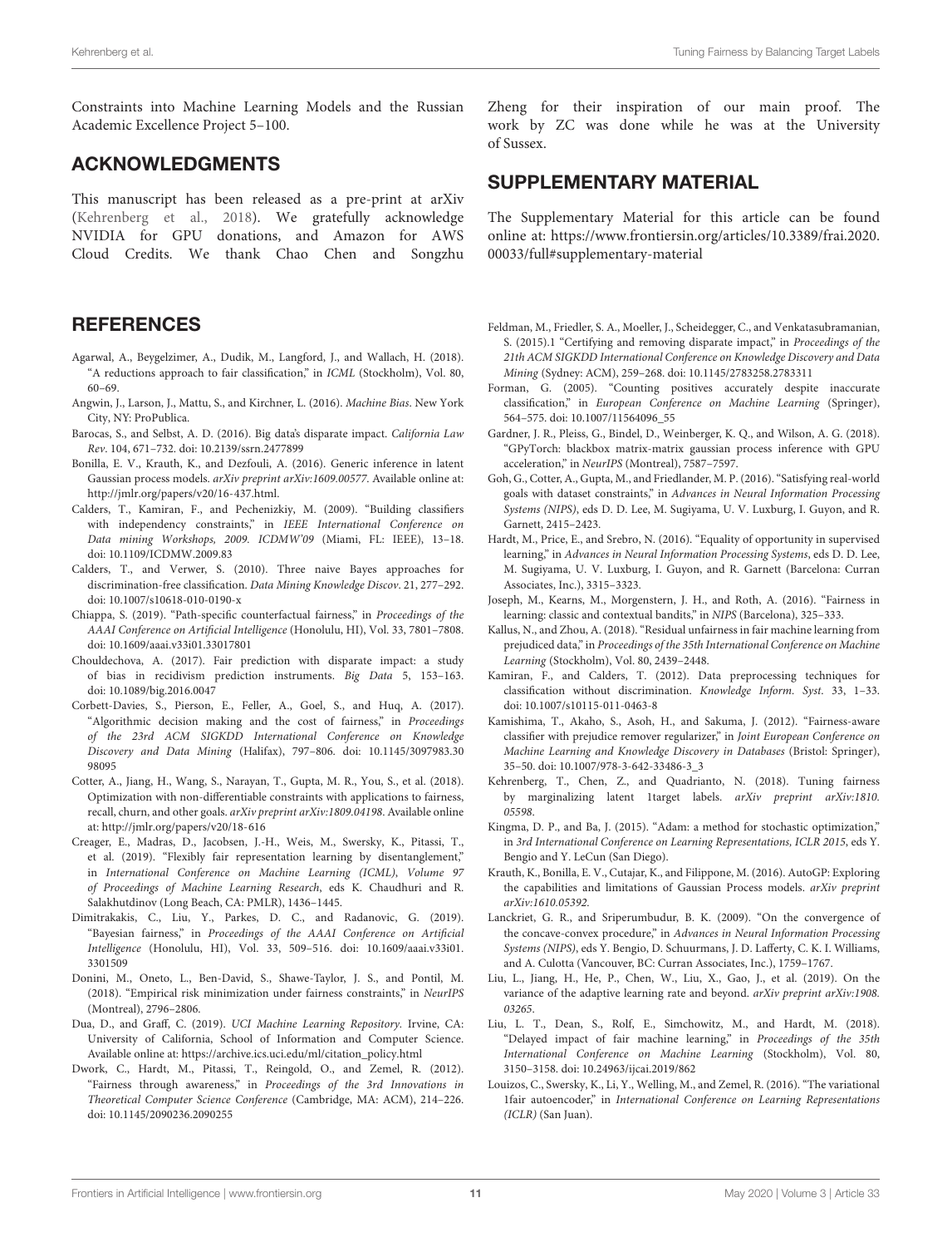Constraints into Machine Learning Models and the Russian Academic Excellence Project 5–100.

## ACKNOWLEDGMENTS

This manuscript has been released as a pre-print at arXiv (Kehrenberg et al., 2018). We gratefully acknowledge NVIDIA for GPU donations, and Amazon for AWS Cloud Credits. We thank Chao Chen and Songzhu Zheng for their inspiration of our main proof. The work by ZC was done while he was at the University of Sussex.

## SUPPLEMENTARY MATERIAL

The Supplementary Material for this article can be found online at: https://www.frontiersin.org/articles/10.3389/frai.2020.00033/full#supplementary-material

## REFERENCES

Agarwal, A., Beygelzimer, A., Dudik, M., Langford, J., and Wallach, H. (2018). "A reductions approach to fair classification," in *ICML* (Stockholm), Vol. 80, 60–69.

Angwin, J., Larson, J., Mattu, S., and Kirchner, L. (2016). *Machine Bias*. New York City, NY: ProPublica.

Barocas, S., and Selbst, A. D. (2016). Big data's disparate impact. *California Law Rev*. 104, 671–732. doi: 10.2139/ssrn.2477899

Bonilla, E. V., Krauth, K., and Dezfouli, A. (2016). Generic inference in latent Gaussian process models. *arXiv preprint arXiv:1609.00577*. Available online at: http://jmlr.org/papers/v20/16-437.html.

Calders, T., Kamiran, F., and Pechenizkiy, M. (2009). "Building classifiers with independency constraints," in *IEEE International Conference on Data mining Workshops, 2009. ICDMW'09* (Miami, FL: IEEE), 13–18. doi: 10.1109/ICDMW.2009.83

Calders, T., and Verwer, S. (2010). Three naive Bayes approaches for discrimination-free classification. *Data Mining Knowledge Discov*. 21, 277–292. doi: 10.1007/s10618-010-0190-x

Chiappa, S. (2019). "Path-specific counterfactual fairness," in *Proceedings of the AAAI Conference on Artificial Intelligence* (Honolulu, HI), Vol. 33, 7801–7808. doi: 10.1609/aaai.v33i01.33017801

Chouldechova, A. (2017). Fair prediction with disparate impact: a study of bias in recidivism prediction instruments. *Big Data* 5, 153–163. doi: 10.1089/big.2016.0047

Corbett-Davies, S., Pierson, E., Feller, A., Goel, S., and Huq, A. (2017). "Algorithmic decision making and the cost of fairness," in *Proceedings of the 23rd ACM SIGKDD International Conference on Knowledge Discovery and Data Mining* (Halifax), 797–806. doi: 10.1145/3097983.3098095

Cotter, A., Jiang, H., Wang, S., Narayan, T., Gupta, M. R., You, S., et al. (2018). Optimization with non-differentiable constraints with applications to fairness, recall, churn, and other goals. *arXiv preprint arXiv:1809.04198*. Available online at: http://jmlr.org/papers/v20/18-616

Creager, E., Madras, D., Jacobsen, J.-H., Weis, M., Swersky, K., Pitassi, T., et al. (2019). "Flexibly fair representation learning by disentanglement," in *International Conference on Machine Learning (ICML), Volume 97 of Proceedings of Machine Learning Research*, eds K. Chaudhuri and R. Salakhutdinov (Long Beach, CA: PMLR), 1436–1445.

Dimitrakakis, C., Liu, Y., Parkes, D. C., and Radanovic, G. (2019). "Bayesian fairness," in *Proceedings of the AAAI Conference on Artificial Intelligence* (Honolulu, HI), Vol. 33, 509–516. doi: 10.1609/aaai.v33i01.3301509

Donini, M., Oneto, L., Ben-David, S., Shawe-Taylor, J. S., and Pontil, M. (2018). "Empirical risk minimization under fairness constraints," in *NeurIPS* (Montreal), 2796–2806.

Dua, D., and Graff, C. (2019). *UCI Machine Learning Repository*. Irvine, CA: University of California, School of Information and Computer Science. Available online at: https://archive.ics.uci.edu/ml/citation_policy.html

Dwork, C., Hardt, M., Pitassi, T., Reingold, O., and Zemel, R. (2012). "Fairness through awareness," in *Proceedings of the 3rd Innovations in Theoretical Computer Science Conference* (Cambridge, MA: ACM), 214–226. doi: 10.1145/2090236.2090255

Feldman, M., Friedler, S. A., Moeller, J., Scheidegger, C., and Venkatasubramanian, S. (2015).1 "Certifying and removing disparate impact," in *Proceedings of the 21th ACM SIGKDD International Conference on Knowledge Discovery and Data Mining* (Sydney: ACM), 259–268. doi: 10.1145/2783258.2783311

Forman, G. (2005). "Counting positives accurately despite inaccurate classification," in *European Conference on Machine Learning* (Springer), 564–575. doi: 10.1007/11564096_55

Gardner, J. R., Pleiss, G., Bindel, D., Weinberger, K. Q., and Wilson, A. G. (2018). "GPyTorch: blackbox matrix-matrix gaussian process inference with GPU acceleration," in *NeurIPS* (Montreal), 7587–7597.

Goh, G., Cotter, A., Gupta, M., and Friedlander, M. P. (2016). "Satisfying real-world goals with dataset constraints," in *Advances in Neural Information Processing Systems (NIPS)*, eds D. D. Lee, M. Sugiyama, U. V. Luxburg, I. Guyon, and R. Garnett, 2415–2423.

Hardt, M., Price, E., and Srebro, N. (2016). "Equality of opportunity in supervised learning," in *Advances in Neural Information Processing Systems*, eds D. D. Lee, M. Sugiyama, U. V. Luxburg, I. Guyon, and R. Garnett (Barcelona: Curran Associates, Inc.), 3315–3323.

Joseph, M., Kearns, M., Morgenstern, J. H., and Roth, A. (2016). "Fairness in learning: classic and contextual bandits," in *NIPS* (Barcelona), 325–333.

Kallus, N., and Zhou, A. (2018). "Residual unfairness in fair machine learning from prejudiced data," in *Proceedings of the 35th International Conference on Machine Learning* (Stockholm), Vol. 80, 2439–2448.

Kamiran, F., and Calders, T. (2012). Data preprocessing techniques for classification without discrimination. *Knowledge Inform. Syst*. 33, 1–33. doi: 10.1007/s10115-011-0463-8

Kamishima, T., Akaho, S., Asoh, H., and Sakuma, J. (2012). "Fairness-aware classifier with prejudice remover regularizer," in *Joint European Conference on Machine Learning and Knowledge Discovery in Databases* (Bristol: Springer), 35–50. doi: 10.1007/978-3-642-33486-3_3

Kehrenberg, T., Chen, Z., and Quadrianto, N. (2018). Tuning fairness by marginalizing latent 1target labels. *arXiv preprint arXiv:1810.05598*.

Kingma, D. P., and Ba, J. (2015). "Adam: a method for stochastic optimization," in *3rd International Conference on Learning Representations, ICLR 2015*, eds Y. Bengio and Y. LeCun (San Diego).

Krauth, K., Bonilla, E. V., Cutajar, K., and Filippone, M. (2016). AutoGP: Exploring the capabilities and limitations of Gaussian Process models. *arXiv preprint arXiv:1610.05392*.

Lanckriet, G. R., and Sriperumbudur, B. K. (2009). "On the convergence of the concave-convex procedure," in *Advances in Neural Information Processing Systems (NIPS)*, eds Y. Bengio, D. Schuurmans, J. D. Lafferty, C. K. I. Williams, and A. Culotta (Vancouver, BC: Curran Associates, Inc.), 1759–1767.

Liu, L., Jiang, H., He, P., Chen, W., Liu, X., Gao, J., et al. (2019). On the variance of the adaptive learning rate and beyond. *arXiv preprint arXiv:1908.03265*.

Liu, L. T., Dean, S., Rolf, E., Simchowitz, M., and Hardt, M. (2018). "Delayed impact of fair machine learning," in *Proceedings of the 35th International Conference on Machine Learning* (Stockholm), Vol. 80, 3150–3158. doi: 10.24963/ijcai.2019/862

Louizos, C., Swersky, K., Li, Y., Welling, M., and Zemel, R. (2016). "The variational 1fair autoencoder," in *International Conference on Learning Representations (ICLR)* (San Juan).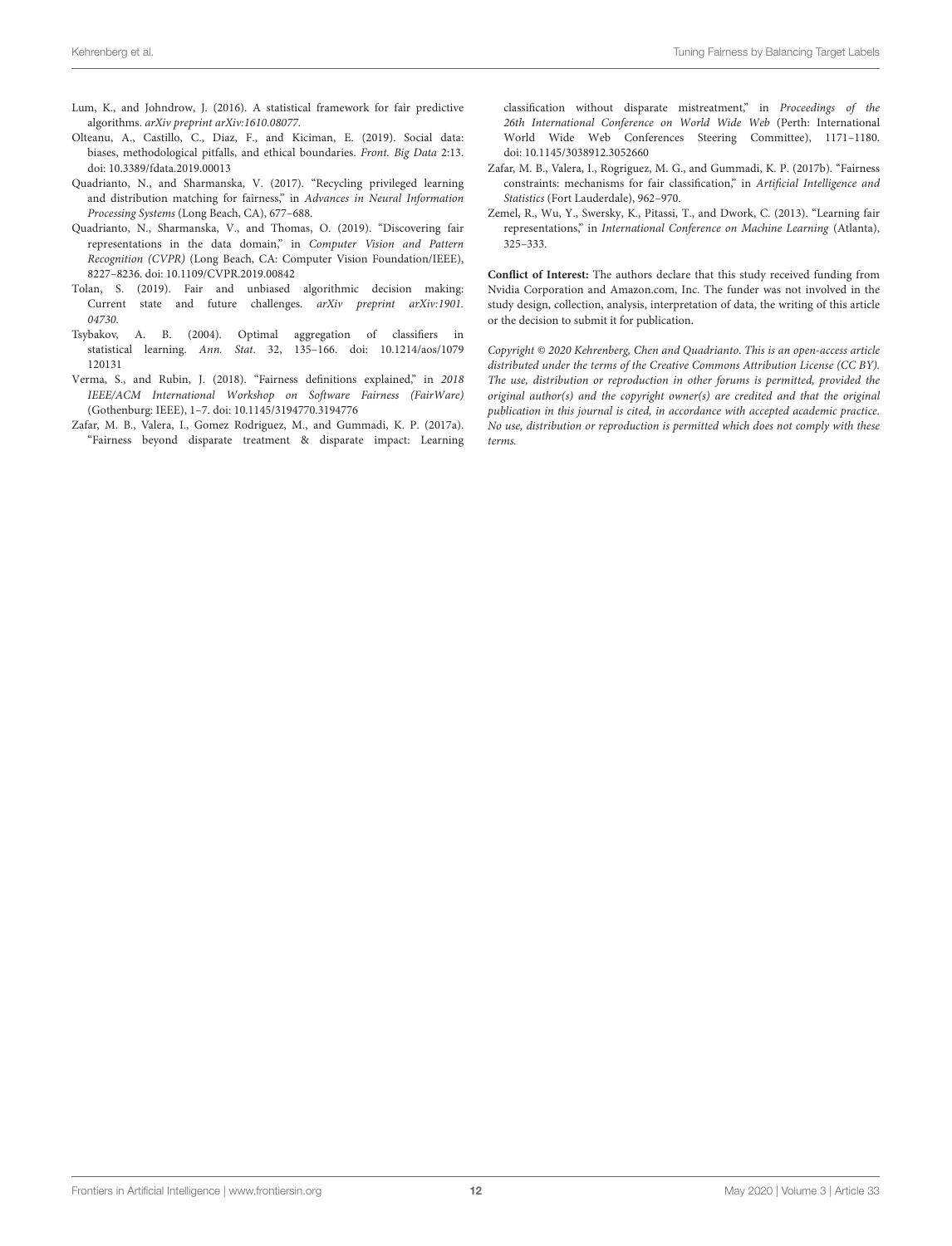Lum, K., and Johndrow, J. (2016). A statistical framework for fair predictive algorithms. *arXiv preprint arXiv:1610.08077*.

Olteanu, A., Castillo, C., Diaz, F., and Kiciman, E. (2019). Social data: biases, methodological pitfalls, and ethical boundaries. *Front. Big Data* 2:13. doi: 10.3389/fdata.2019.00013

Quadrianto, N., and Sharmanska, V. (2017). "Recycling privileged learning and distribution matching for fairness," in *Advances in Neural Information Processing Systems* (Long Beach, CA), 677–688.

Quadrianto, N., Sharmanska, V., and Thomas, O. (2019). "Discovering fair representations in the data domain," in *Computer Vision and Pattern Recognition (CVPR)* (Long Beach, CA: Computer Vision Foundation/IEEE), 8227–8236. doi: 10.1109/CVPR.2019.00842

Tolan, S. (2019). Fair and unbiased algorithmic decision making: Current state and future challenges. *arXiv preprint arXiv:1901.04730*.

Tsybakov, A. B. (2004). Optimal aggregation of classifiers in statistical learning. *Ann. Stat.* 32, 135–166. doi: 10.1214/aos/1079120131

Verma, S., and Rubin, J. (2018). "Fairness definitions explained," in *2018 IEEE/ACM International Workshop on Software Fairness (FairWare)* (Gothenburg: IEEE), 1–7. doi: 10.1145/3194770.3194776

Zafar, M. B., Valera, I., Gomez Rodriguez, M., and Gummadi, K. P. (2017a). "Fairness beyond disparate treatment & disparate impact: Learning classification without disparate mistreatment," in *Proceedings of the 26th International Conference on World Wide Web* (Perth: International World Wide Web Conferences Steering Committee), 1171–1180. doi: 10.1145/3038912.3052660

Zafar, M. B., Valera, I., Rogriguez, M. G., and Gummadi, K. P. (2017b). "Fairness constraints: mechanisms for fair classification," in *Artificial Intelligence and Statistics* (Fort Lauderdale), 962–970.

Zemel, R., Wu, Y., Swersky, K., Pitassi, T., and Dwork, C. (2013). "Learning fair representations," in *International Conference on Machine Learning* (Atlanta), 325–333.

**Conflict of Interest:** The authors declare that this study received funding from Nvidia Corporation and Amazon.com, Inc. The funder was not involved in the study design, collection, analysis, interpretation of data, the writing of this article or the decision to submit it for publication.

*Copyright © 2020 Kehrenberg, Chen and Quadrianto. This is an open-access article distributed under the terms of the Creative Commons Attribution License (CC BY). The use, distribution or reproduction in other forums is permitted, provided the original author(s) and the copyright owner(s) are credited and that the original publication in this journal is cited, in accordance with accepted academic practice. No use, distribution or reproduction is permitted which does not comply with these terms.*